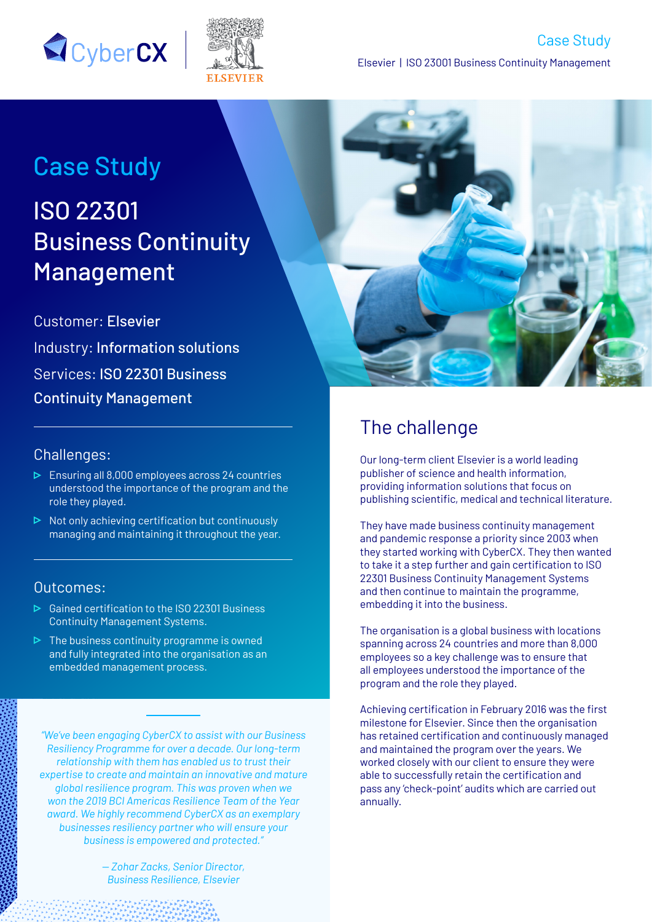# Case Study

## ISO 22301 Business Continuity Management

Customer: **Elsevier**

Industry: **Information solutions**

Services: **ISO 22301 Business Continuity Management**

### Challenges:

- Ensuring all 8,000 employees across 24 countries understood the importance of the program and the role they played.
- Not only achieving certification but continuously managing and maintaining it throughout the year.

### Outcomes:

- Gained certification to the ISO 22301 Business Continuity Management Systems.
- The business continuity programme is owned and fully integrated into the organisation as an embedded management process.

*"We've been engaging CyberCX to assist with our Business Resiliency Programme for over a decade. Our long-term relationship with them has enabled us to trust their expertise to create and maintain an innovative and mature global resilience program. This was proven when we won the 2019 BCI Americas Resilience Team of the Year award. We highly recommend CyberCX as an exemplary businesses resiliency partner who will ensure your business is empowered and protected."*

*— Zohar Zacks, Senior Director, Business Resilience, Elsevier*

## The challenge

Our long-term client Elsevier is a world leading publisher of science and health information, providing information solutions that focus on publishing scientific, medical and technical literature.

They have made business continuity management and pandemic response a priority since 2003 when they started working with CyberCX. They then wanted to take it a step further and gain certification to ISO 22301 Business Continuity Management Systems and then continue to maintain the programme, embedding it into the business.

The organisation is a global business with locations spanning across 24 countries and more than 8,000 employees so a key challenge was to ensure that all employees understood the importance of the program and the role they played.

Achieving certification in February 2016 was the first milestone for Elsevier. Since then the organisation has retained certification and continuously managed and maintained the program over the years. We worked closely with our client to ensure they were able to successfully retain the certification and pass any 'check-point' audits which are carried out annually.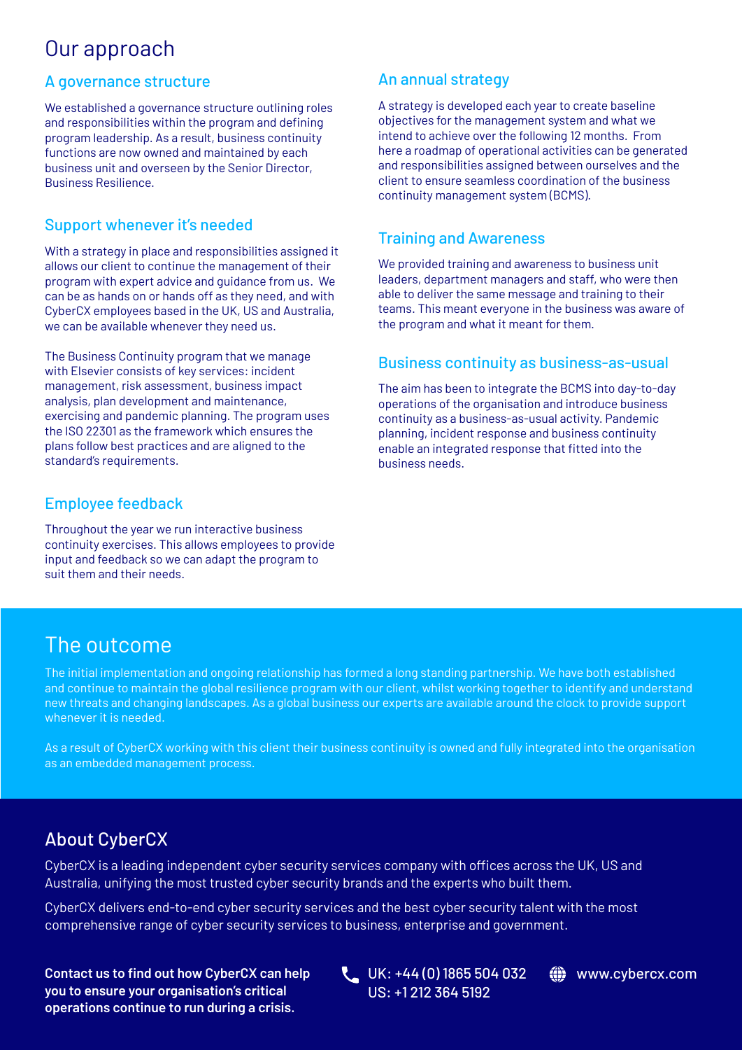# Our approach

## A governance structure

We established a governance structure outlining roles and responsibilities within the program and defining program leadership. As a result, business continuity functions are now owned and maintained by each business unit and overseen by the Senior Director, Business Resilience.

## Support whenever it's needed

With a strategy in place and responsibilities assigned it allows our client to continue the management of their program with expert advice and guidance from us. We can be as hands on or hands off as they need, and with CyberCX employees based in the UK, US and Australia, we can be available whenever they need us.

The Business Continuity program that we manage with Elsevier consists of key services: incident management, risk assessment, business impact analysis, plan development and maintenance, exercising and pandemic planning. The program uses the ISO 22301 as the framework which ensures the plans follow best practices and are aligned to the standard's requirements.

## Employee feedback

Throughout the year we run interactive business continuity exercises. This allows employees to provide input and feedback so we can adapt the program to suit them and their needs.

## An annual strategy

A strategy is developed each year to create baseline objectives for the management system and what we intend to achieve over the following 12 months. From here a roadmap of operational activities can be generated and responsibilities assigned between ourselves and the client to ensure seamless coordination of the business continuity management system (BCMS).

## Training and Awareness

We provided training and awareness to business unit leaders, department managers and staff, who were then able to deliver the same message and training to their teams. This meant everyone in the business was aware of the program and what it meant for them.

## Business continuity as business-as-usual

The aim has been to integrate the BCMS into day-to-day operations of the organisation and introduce business continuity as a business-as-usual activity. Pandemic planning, incident response and business continuity enable an integrated response that fitted into the business needs.

# The outcome

The initial implementation and ongoing relationship has formed a long standing partnership. We have both established and continue to maintain the global resilience program with our client, whilst working together to identify and understand new threats and changing landscapes. As a global business our experts are available around the clock to provide support whenever it is needed.

As a result of CyberCX working with this client their business continuity is owned and fully integrated into the organisation as an embedded management process.

# About CyberCX

CyberCX is a leading independent cyber security services company with offices across the UK, US and Australia, unifying the most trusted cyber security brands and the experts who built them.

CyberCX delivers end-to-end cyber security services and the best cyber security talent with the most comprehensive range of cyber security services to business, enterprise and government.

**Contact us to find out how CyberCX can help you to ensure your organisation's critical operations continue to run during a crisis.**

UK: +44 (0) 1865 504 032
US: +1 212 364 5192

www.cybercx.com